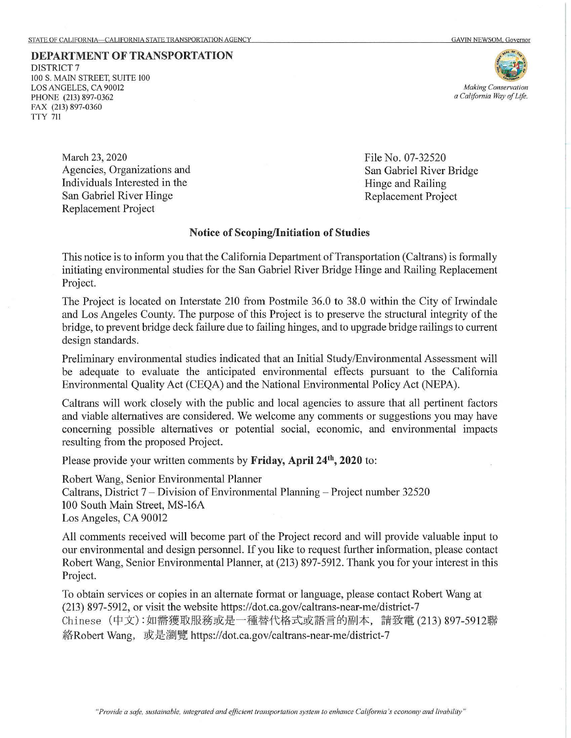STATE OF CALIFORNIA—CALIFORNIA STATE TRANSPORTATION AGENCY GAVIN NEWSOM, Governor

**DEPARTMENT OF TRANSPORTATION**
DISTRICT 7
100 S. MAIN STREET, SUITE 100
LOS ANGELES, CA 90012
PHONE (213) 897-0362
FAX (213) 897-0360
TTY 711

*Making Conservation a California Way of Life.*

March 23, 2020
Agencies, Organizations and Individuals Interested in the San Gabriel River Hinge Replacement Project

File No. 07-32520
San Gabriel River Bridge Hinge and Railing Replacement Project

**Notice of Scoping/Initiation of Studies**

This notice is to inform you that the California Department of Transportation (Caltrans) is formally initiating environmental studies for the San Gabriel River Bridge Hinge and Railing Replacement Project.

The Project is located on Interstate 210 from Postmile 36.0 to 38.0 within the City of Irwindale and Los Angeles County. The purpose of this Project is to preserve the structural integrity of the bridge, to prevent bridge deck failure due to failing hinges, and to upgrade bridge railings to current design standards.

Preliminary environmental studies indicated that an Initial Study/Environmental Assessment will be adequate to evaluate the anticipated environmental effects pursuant to the California Environmental Quality Act (CEQA) and the National Environmental Policy Act (NEPA).

Caltrans will work closely with the public and local agencies to assure that all pertinent factors and viable alternatives are considered. We welcome any comments or suggestions you may have concerning possible alternatives or potential social, economic, and environmental impacts resulting from the proposed Project.

Please provide your written comments by **Friday, April 24th, 2020** to:

Robert Wang, Senior Environmental Planner
Caltrans, District 7 – Division of Environmental Planning – Project number 32520
100 South Main Street, MS-16A
Los Angeles, CA 90012

All comments received will become part of the Project record and will provide valuable input to our environmental and design personnel. If you like to request further information, please contact Robert Wang, Senior Environmental Planner, at (213) 897-5912. Thank you for your interest in this Project.

To obtain services or copies in an alternate format or language, please contact Robert Wang at (213) 897-5912, or visit the website https://dot.ca.gov/caltrans-near-me/district-7
Chinese (中文):如需獲取服務或是一種替代格式或語言的副本，請致電 (213) 897-5912聯絡Robert Wang，或是瀏覽 https://dot.ca.gov/caltrans-near-me/district-7

*"Provide a safe, sustainable, integrated and efficient transportation system to enhance California's economy and livability"*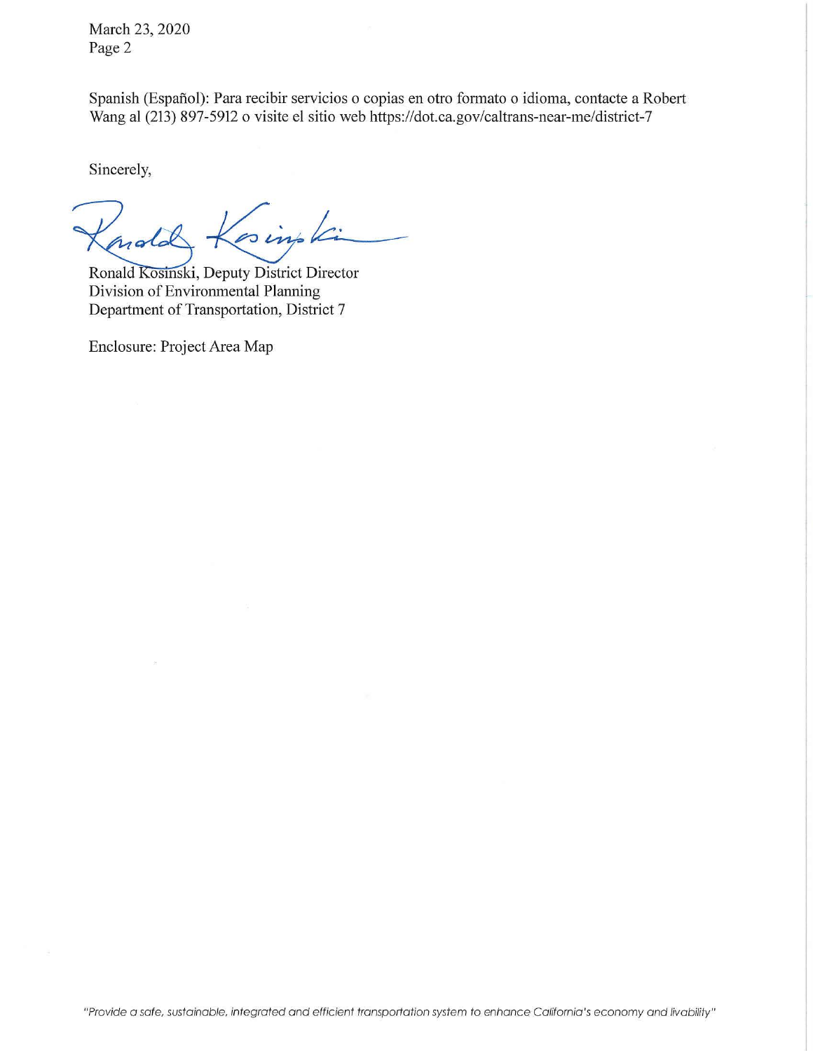Spanish (Español): Para recibir servicios o copias en otro formato o idioma, contacte a Robert Wang al (213) 897-5912 o visite el sitio web https://dot.ca.gov/caltrans-near-me/district-7

Sincerely,

Ronald Kosinski, Deputy District Director
Division of Environmental Planning
Department of Transportation, District 7

Enclosure: Project Area Map

*"Provide a safe, sustainable, integrated and efficient transportation system to enhance California's economy and livability"*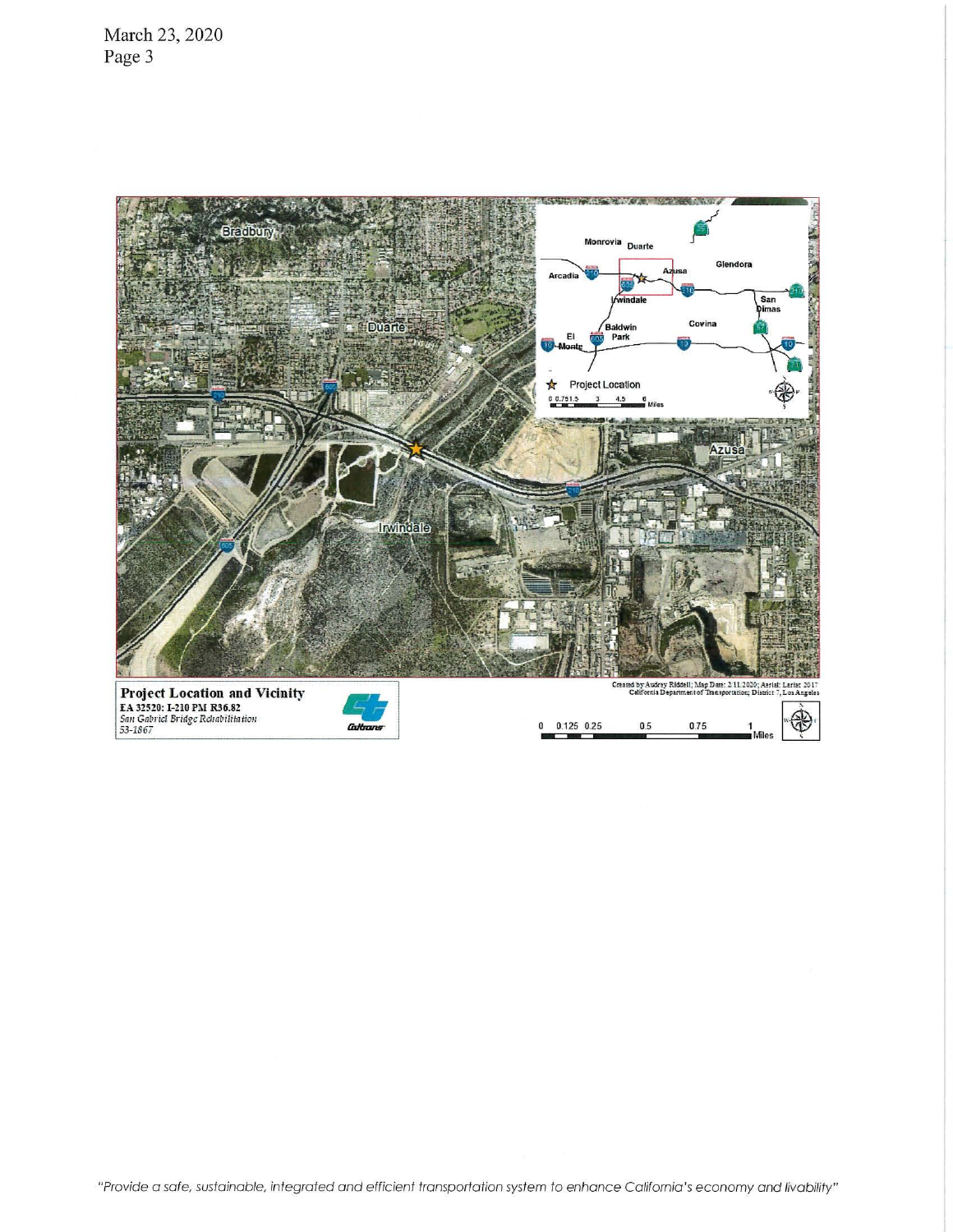**Project Location and Vicinity**
**EA 32520: I-210 PM R36.82**
*San Gabriel Bridge Rehabilitation*
*53-1867*

Created by Audrey Riddell; Map Date: 2.11.2020; Aerial: Lariac 2017
California Department of Transportation; District 7, Los Angeles

0 0.125 0.25 0.5 0.75 1 Miles

Bradbury
Duarte
Irwindale
Azusa

Monrovia
Duarte
Arcadia
Azusa
Glendora
Irwindale
San Dimas
Baldwin Park
Covina
El Monte

☆ Project Location

0 0.75 1.5 3 4.5 6 Miles

"Provide a safe, sustainable, integrated and efficient transportation system to enhance California's economy and livability"